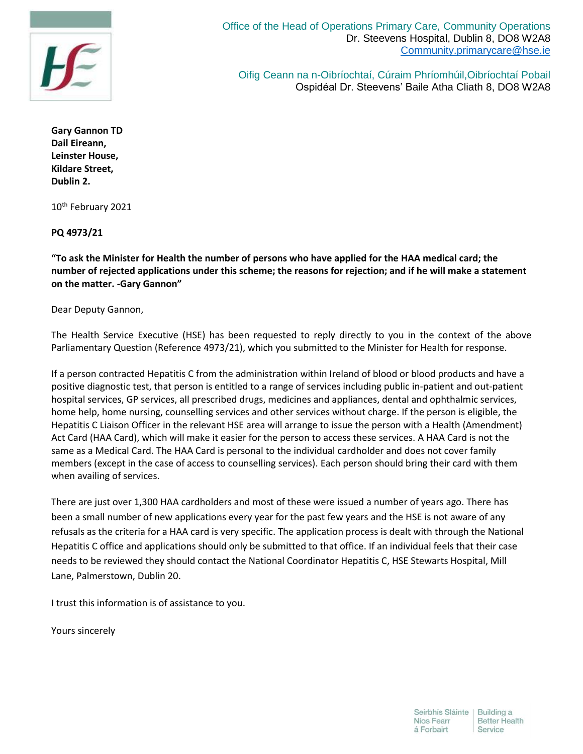Office of the Head of Operations Primary Care, Community Operations
Dr. Steevens Hospital, Dublin 8, DO8 W2A8
Community.primarycare@hse.ie

Oifig Ceann na n-Oibríochtaí, Cúraim Phríomhúil,Oibríochtaí Pobail
Ospidéal Dr. Steevens' Baile Atha Cliath 8, DO8 W2A8

**Gary Gannon TD**
**Dail Eireann,**
**Leinster House,**
**Kildare Street,**
**Dublin 2.**

10th February 2021

**PQ 4973/21**

**"To ask the Minister for Health the number of persons who have applied for the HAA medical card; the number of rejected applications under this scheme; the reasons for rejection; and if he will make a statement on the matter. -Gary Gannon"**

Dear Deputy Gannon,

The Health Service Executive (HSE) has been requested to reply directly to you in the context of the above Parliamentary Question (Reference 4973/21), which you submitted to the Minister for Health for response.

If a person contracted Hepatitis C from the administration within Ireland of blood or blood products and have a positive diagnostic test, that person is entitled to a range of services including public in-patient and out-patient hospital services, GP services, all prescribed drugs, medicines and appliances, dental and ophthalmic services, home help, home nursing, counselling services and other services without charge. If the person is eligible, the Hepatitis C Liaison Officer in the relevant HSE area will arrange to issue the person with a Health (Amendment) Act Card (HAA Card), which will make it easier for the person to access these services. A HAA Card is not the same as a Medical Card. The HAA Card is personal to the individual cardholder and does not cover family members (except in the case of access to counselling services). Each person should bring their card with them when availing of services.

There are just over 1,300 HAA cardholders and most of these were issued a number of years ago. There has been a small number of new applications every year for the past few years and the HSE is not aware of any refusals as the criteria for a HAA card is very specific. The application process is dealt with through the National Hepatitis C office and applications should only be submitted to that office. If an individual feels that their case needs to be reviewed they should contact the National Coordinator Hepatitis C, HSE Stewarts Hospital, Mill Lane, Palmerstown, Dublin 20.

I trust this information is of assistance to you.

Yours sincerely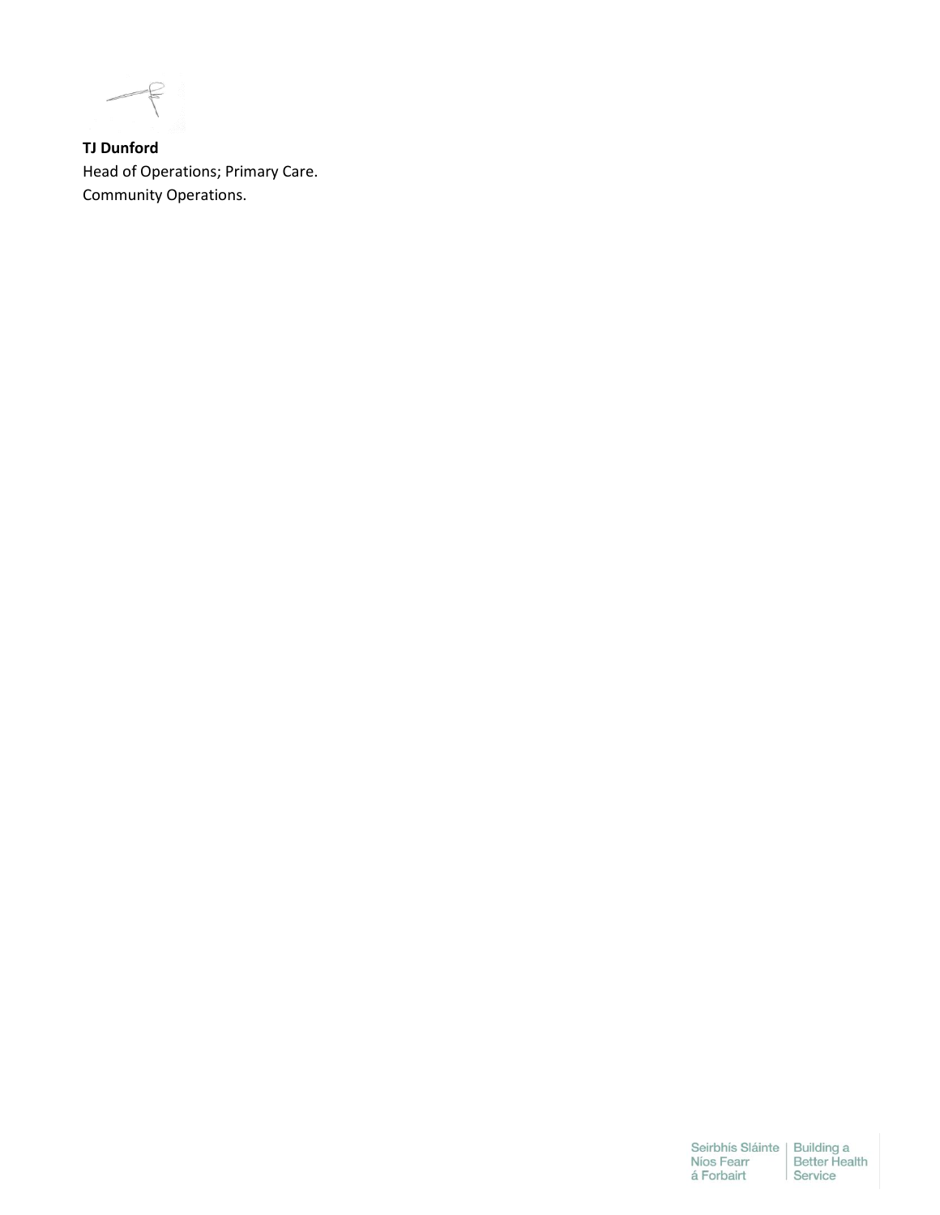**TJ Dunford**
Head of Operations; Primary Care.
Community Operations.